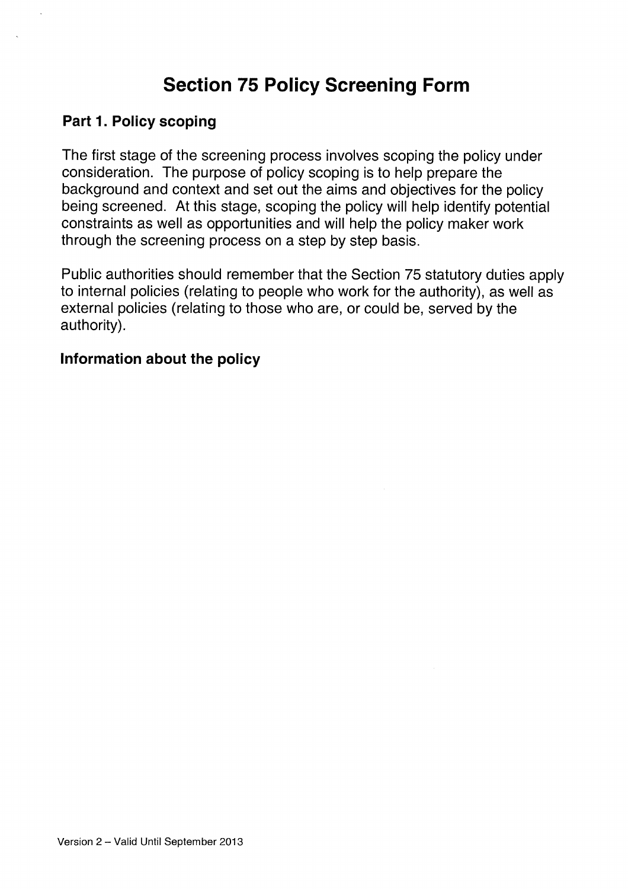# Section 75 Policy Screening Form

## Part 1. Policy scoping

The first stage of the screening process involves scoping the policy under consideration. The purpose of policy scoping is to help prepare the background and context and set out the aims and objectives for the policy being screened. At this stage, scoping the policy will help identify potential constraints as well as opportunities and will help the policy maker work through the screening process on a step by step basis.

Public authorities should remember that the Section 75 statutory duties apply to internal policies (relating to people who work for the authority), as well as external policies (relating to those who are, or could be, served by the authority).

### Information about the policy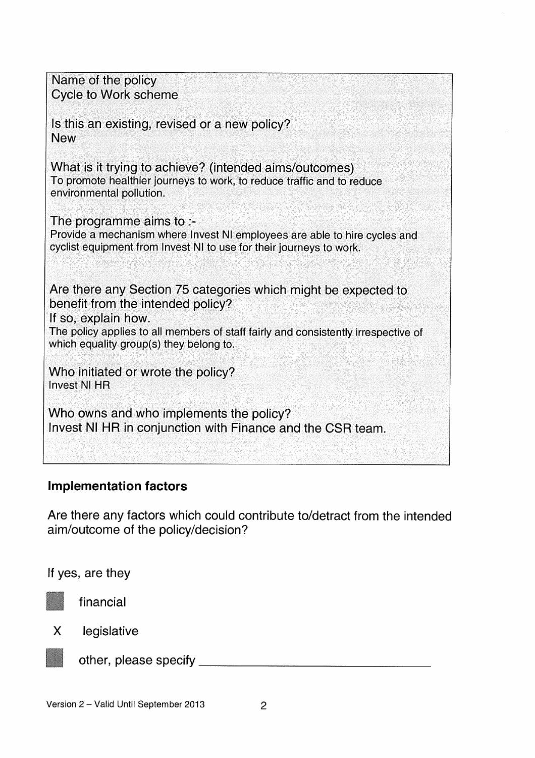Name of the policy
Cycle to Work scheme

Is this an existing, revised or a new policy?
New

What is it trying to achieve? (intended aims/outcomes)
To promote healthier journeys to work, to reduce traffic and to reduce environmental pollution.

The programme aims to :-
Provide a mechanism where Invest NI employees are able to hire cycles and cyclist equipment from Invest NI to use for their journeys to work.

Are there any Section 75 categories which might be expected to benefit from the intended policy?
If so, explain how.
The policy applies to all members of staff fairly and consistently irrespective of which equality group(s) they belong to.

Who initiated or wrote the policy?
Invest NI HR

Who owns and who implements the policy?
Invest NI HR in conjunction with Finance and the CSR team.

## Implementation factors

Are there any factors which could contribute to/detract from the intended aim/outcome of the policy/decision?

If yes, are they

- [ ] financial
- [x] legislative
- [ ] other, please specify ______________________________

Version 2 – Valid Until September 2013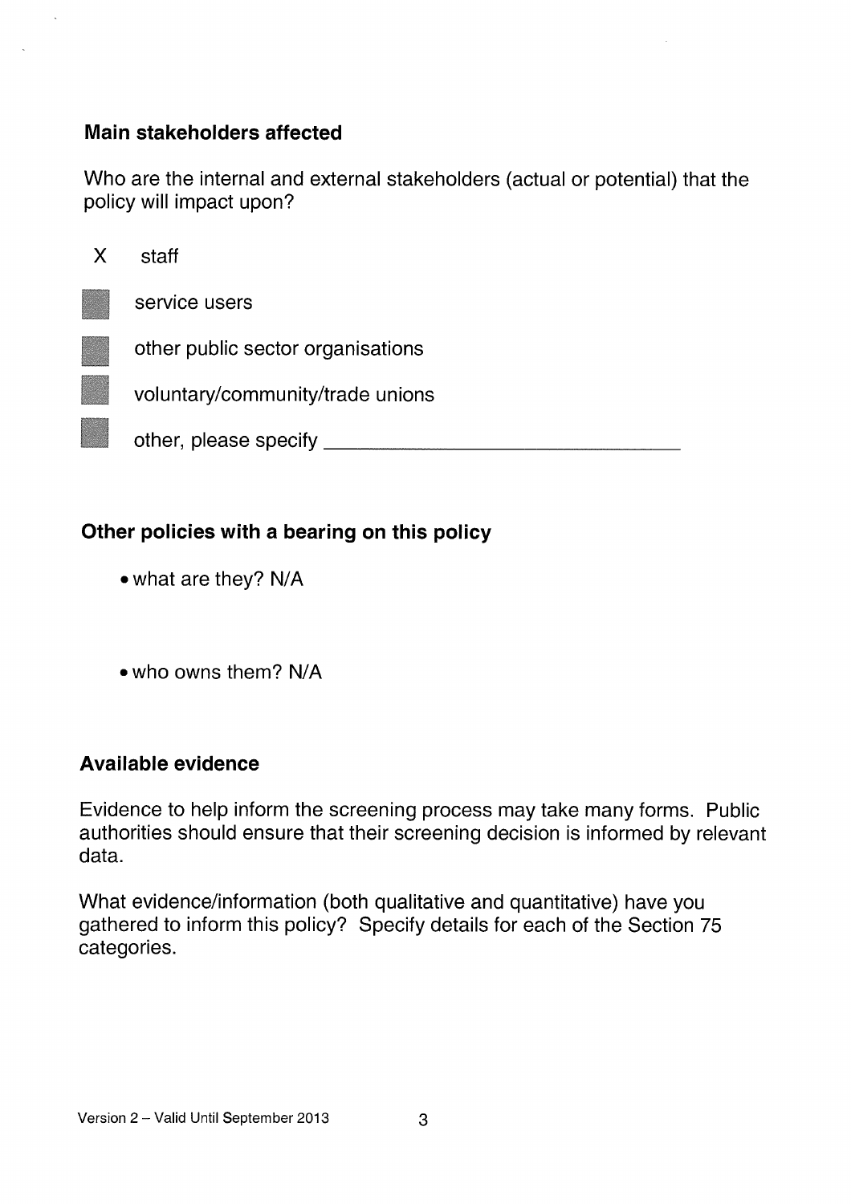## Main stakeholders affected

Who are the internal and external stakeholders (actual or potential) that the policy will impact upon?

- [x] staff
- [ ] service users
- [ ] other public sector organisations
- [ ] voluntary/community/trade unions
- [ ] other, please specify ______________________________

## Other policies with a bearing on this policy

- what are they? N/A

- who owns them? N/A

## Available evidence

Evidence to help inform the screening process may take many forms. Public authorities should ensure that their screening decision is informed by relevant data.

What evidence/information (both qualitative and quantitative) have you gathered to inform this policy? Specify details for each of the Section 75 categories.

Version 2 – Valid Until September 2013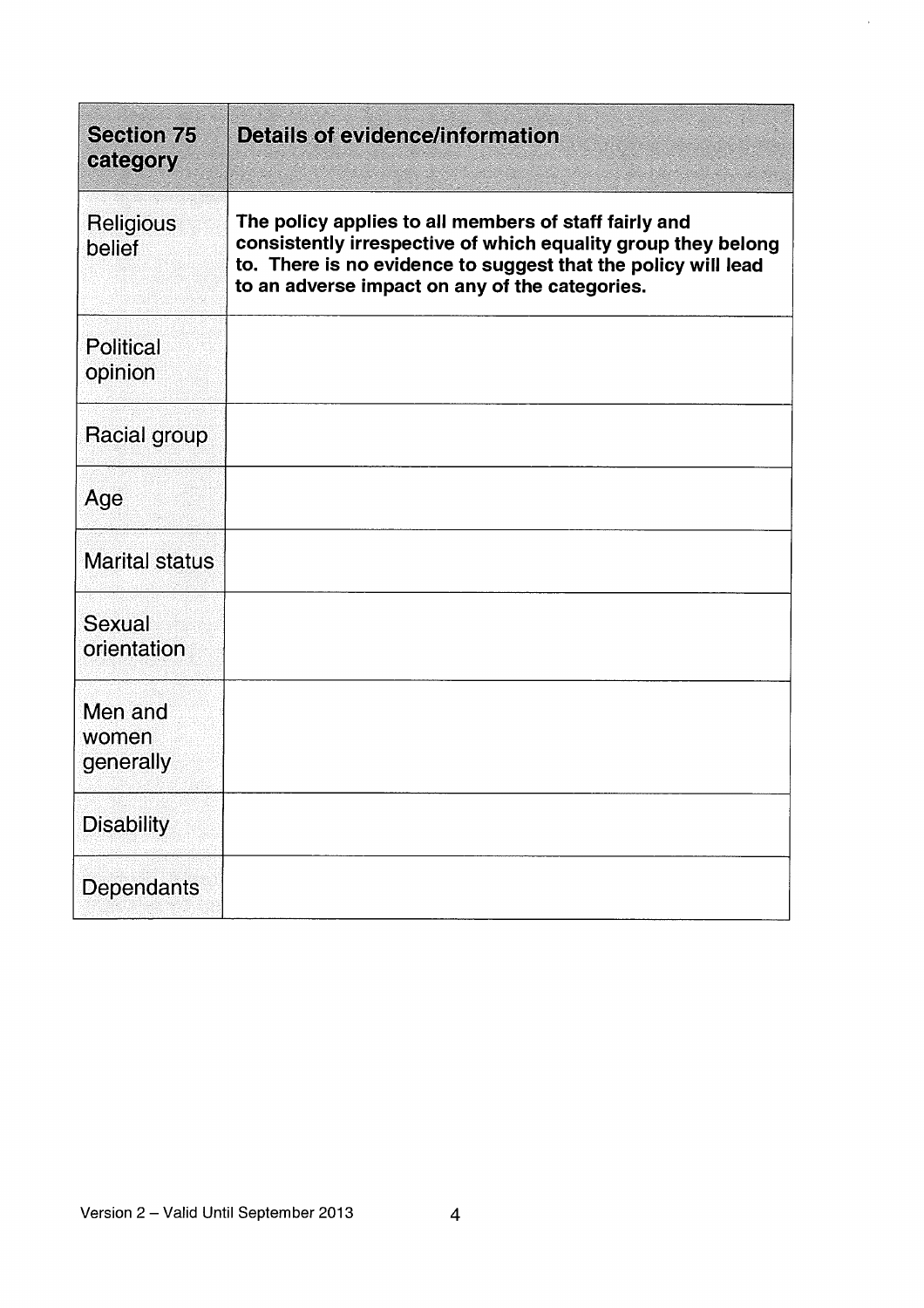| Section 75 category | Details of evidence/information |
|---|---|
| Religious belief | **The policy applies to all members of staff fairly and consistently irrespective of which equality group they belong to. There is no evidence to suggest that the policy will lead to an adverse impact on any of the categories.** |
| Political opinion | |
| Racial group | |
| Age | |
| Marital status | |
| Sexual orientation | |
| Men and women generally | |
| Disability | |
| Dependants | |

Version 2 – Valid Until September 2013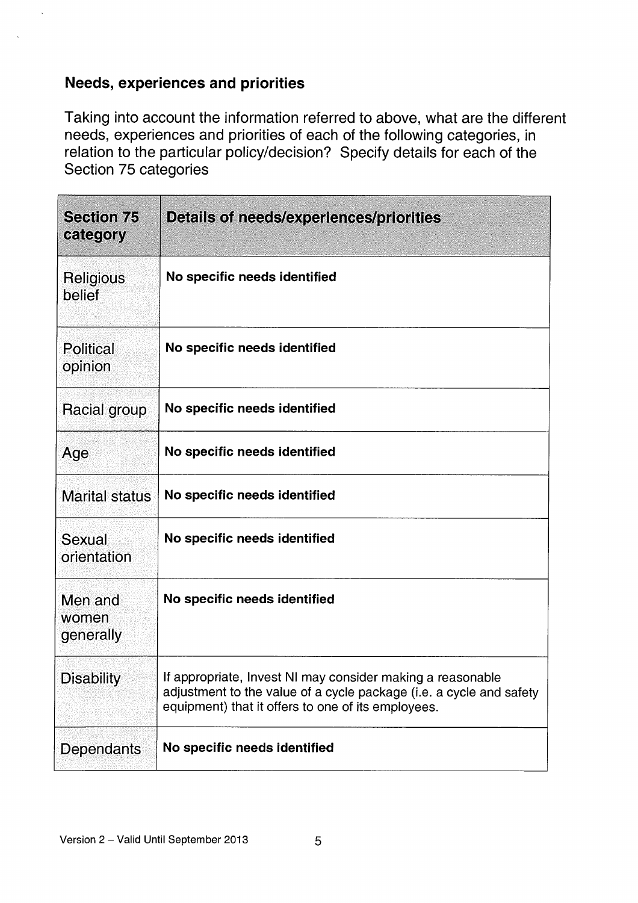## Needs, experiences and priorities

Taking into account the information referred to above, what are the different needs, experiences and priorities of each of the following categories, in relation to the particular policy/decision? Specify details for each of the Section 75 categories

| Section 75 category | Details of needs/experiences/priorities |
|---|---|
| Religious belief | **No specific needs identified** |
| Political opinion | **No specific needs identified** |
| Racial group | **No specific needs identified** |
| Age | **No specific needs identified** |
| Marital status | **No specific needs identified** |
| Sexual orientation | **No specific needs identified** |
| Men and women generally | **No specific needs identified** |
| Disability | If appropriate, Invest NI may consider making a reasonable adjustment to the value of a cycle package (i.e. a cycle and safety equipment) that it offers to one of its employees. |
| Dependants | **No specific needs identified** |

Version 2 – Valid Until September 2013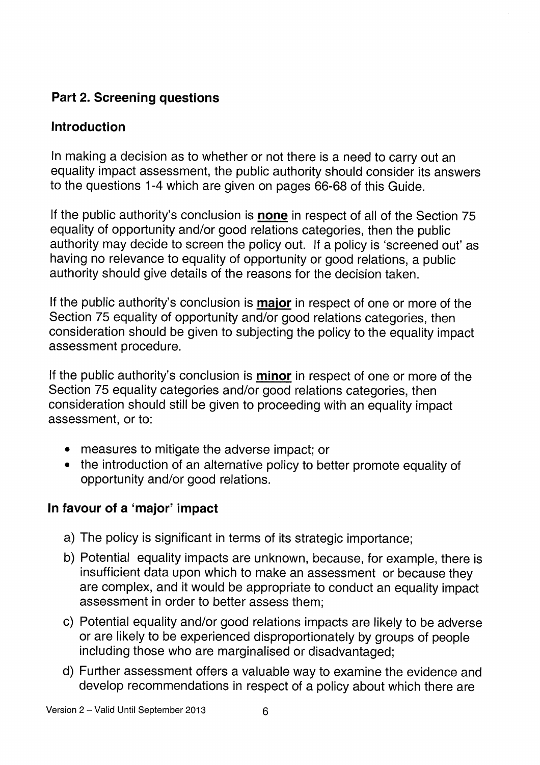## Part 2. Screening questions

### Introduction

In making a decision as to whether or not there is a need to carry out an equality impact assessment, the public authority should consider its answers to the questions 1-4 which are given on pages 66-68 of this Guide.

If the public authority's conclusion is **none** in respect of all of the Section 75 equality of opportunity and/or good relations categories, then the public authority may decide to screen the policy out. If a policy is 'screened out' as having no relevance to equality of opportunity or good relations, a public authority should give details of the reasons for the decision taken.

If the public authority's conclusion is **major** in respect of one or more of the Section 75 equality of opportunity and/or good relations categories, then consideration should be given to subjecting the policy to the equality impact assessment procedure.

If the public authority's conclusion is **minor** in respect of one or more of the Section 75 equality categories and/or good relations categories, then consideration should still be given to proceeding with an equality impact assessment, or to:

- measures to mitigate the adverse impact; or
- the introduction of an alternative policy to better promote equality of opportunity and/or good relations.

### In favour of a 'major' impact

a) The policy is significant in terms of its strategic importance;

b) Potential equality impacts are unknown, because, for example, there is insufficient data upon which to make an assessment or because they are complex, and it would be appropriate to conduct an equality impact assessment in order to better assess them;

c) Potential equality and/or good relations impacts are likely to be adverse or are likely to be experienced disproportionately by groups of people including those who are marginalised or disadvantaged;

d) Further assessment offers a valuable way to examine the evidence and develop recommendations in respect of a policy about which there are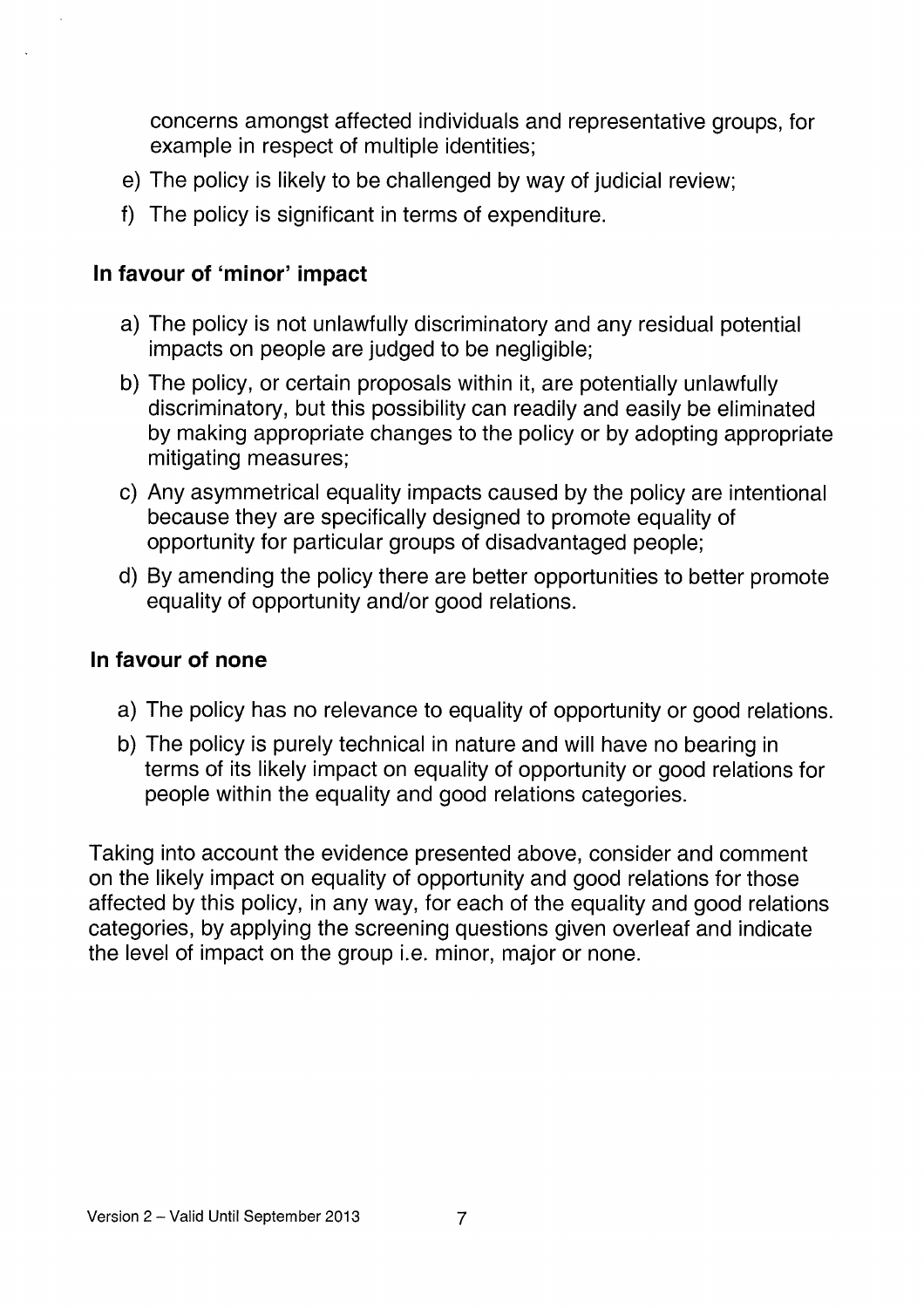concerns amongst affected individuals and representative groups, for example in respect of multiple identities;

e) The policy is likely to be challenged by way of judicial review;

f) The policy is significant in terms of expenditure.

### In favour of 'minor' impact

a) The policy is not unlawfully discriminatory and any residual potential impacts on people are judged to be negligible;

b) The policy, or certain proposals within it, are potentially unlawfully discriminatory, but this possibility can readily and easily be eliminated by making appropriate changes to the policy or by adopting appropriate mitigating measures;

c) Any asymmetrical equality impacts caused by the policy are intentional because they are specifically designed to promote equality of opportunity for particular groups of disadvantaged people;

d) By amending the policy there are better opportunities to better promote equality of opportunity and/or good relations.

### In favour of none

a) The policy has no relevance to equality of opportunity or good relations.

b) The policy is purely technical in nature and will have no bearing in terms of its likely impact on equality of opportunity or good relations for people within the equality and good relations categories.

Taking into account the evidence presented above, consider and comment on the likely impact on equality of opportunity and good relations for those affected by this policy, in any way, for each of the equality and good relations categories, by applying the screening questions given overleaf and indicate the level of impact on the group i.e. minor, major or none.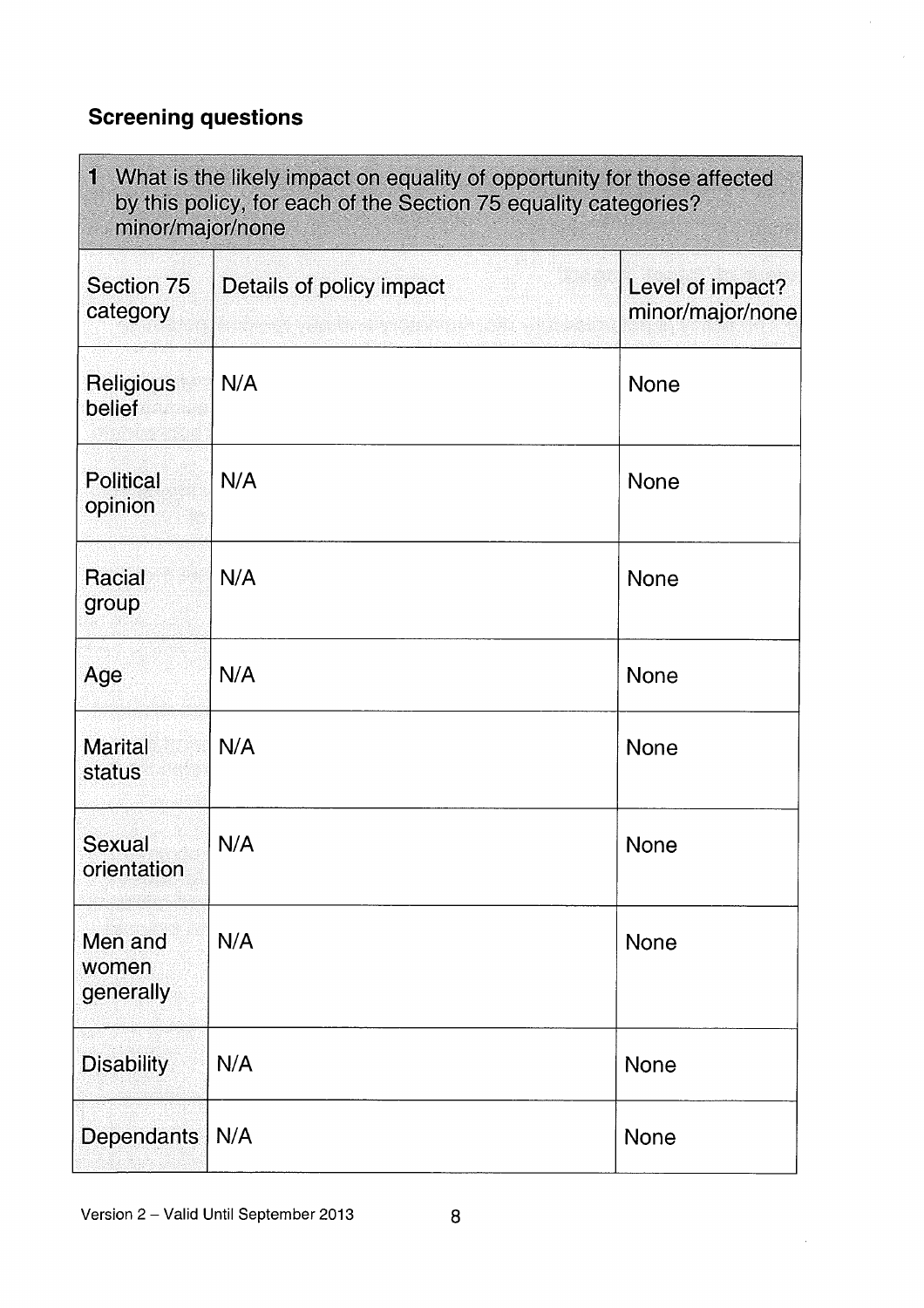## Screening questions

| 1 What is the likely impact on equality of opportunity for those affected by this policy, for each of the Section 75 equality categories? minor/major/none | | |
|---|---|---|
| **Section 75 category** | **Details of policy impact** | **Level of impact? minor/major/none** |
| Religious belief | N/A | None |
| Political opinion | N/A | None |
| Racial group | N/A | None |
| Age | N/A | None |
| Marital status | N/A | None |
| Sexual orientation | N/A | None |
| Men and women generally | N/A | None |
| Disability | N/A | None |
| Dependants | N/A | None |

Version 2 – Valid Until September 2013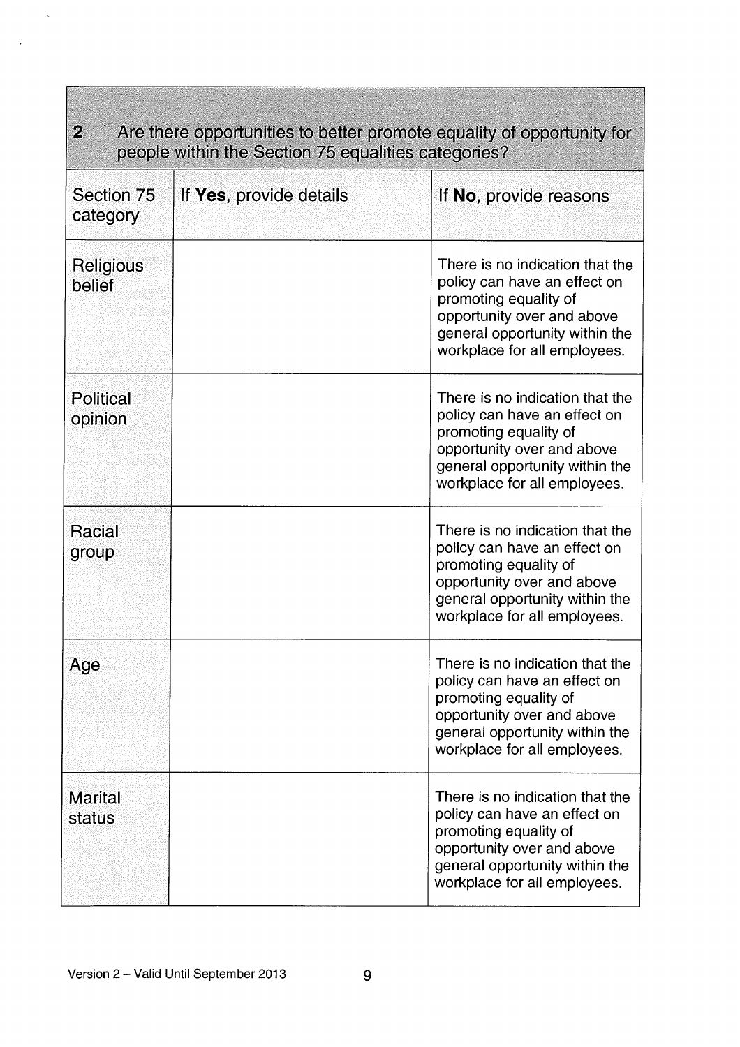| 2 Are there opportunities to better promote equality of opportunity for people within the Section 75 equalities categories? | | |
|---|---|---|
| Section 75 category | If **Yes**, provide details | If **No**, provide reasons |
| Religious belief | | There is no indication that the policy can have an effect on promoting equality of opportunity over and above general opportunity within the workplace for all employees. |
| Political opinion | | There is no indication that the policy can have an effect on promoting equality of opportunity over and above general opportunity within the workplace for all employees. |
| Racial group | | There is no indication that the policy can have an effect on promoting equality of opportunity over and above general opportunity within the workplace for all employees. |
| Age | | There is no indication that the policy can have an effect on promoting equality of opportunity over and above general opportunity within the workplace for all employees. |
| Marital status | | There is no indication that the policy can have an effect on promoting equality of opportunity over and above general opportunity within the workplace for all employees. |

Version 2 – Valid Until September 2013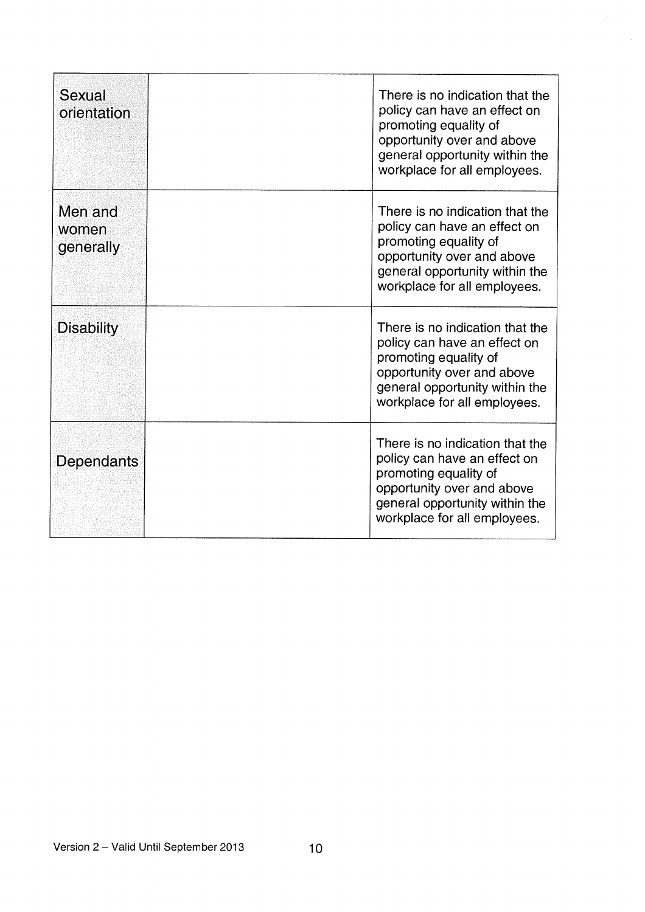| | | |
|---|---|---|
| Sexual orientation | | There is no indication that the policy can have an effect on promoting equality of opportunity over and above general opportunity within the workplace for all employees. |
| Men and women generally | | There is no indication that the policy can have an effect on promoting equality of opportunity over and above general opportunity within the workplace for all employees. |
| Disability | | There is no indication that the policy can have an effect on promoting equality of opportunity over and above general opportunity within the workplace for all employees. |
| Dependants | | There is no indication that the policy can have an effect on promoting equality of opportunity over and above general opportunity within the workplace for all employees. |

Version 2 – Valid Until September 2013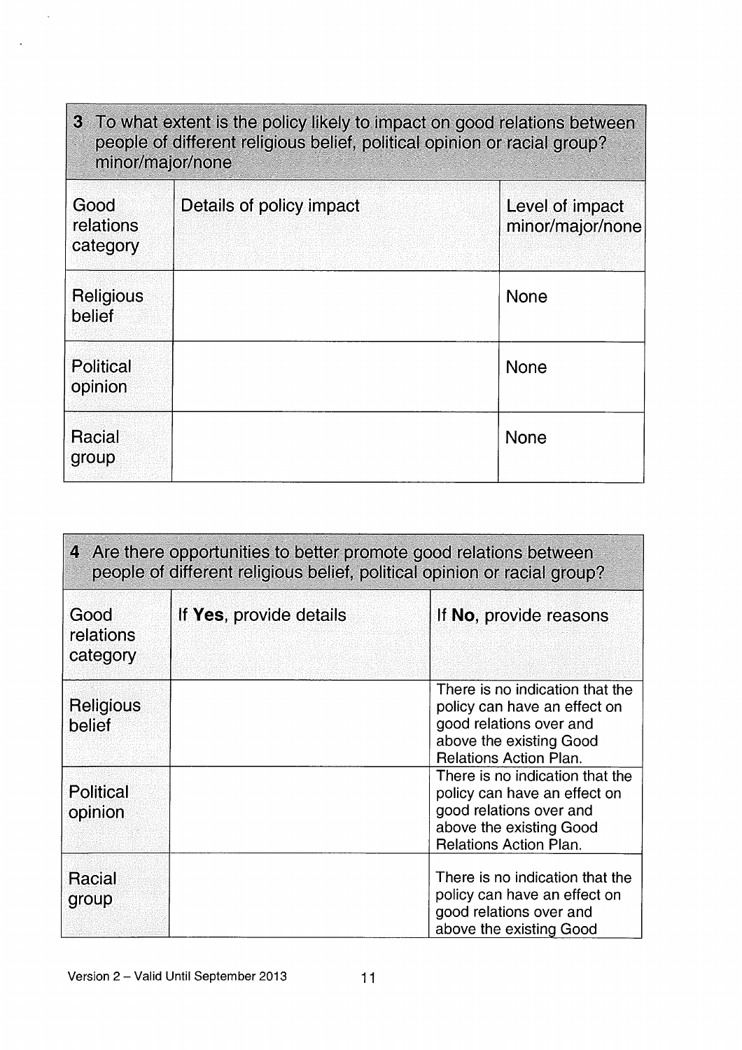| 3 To what extent is the policy likely to impact on good relations between people of different religious belief, political opinion or racial group? minor/major/none | | |
|---|---|---|
| Good relations category | Details of policy impact | Level of impact minor/major/none |
| Religious belief | | None |
| Political opinion | | None |
| Racial group | | None |

| 4 Are there opportunities to better promote good relations between people of different religious belief, political opinion or racial group? | | |
|---|---|---|
| Good relations category | If **Yes**, provide details | If **No**, provide reasons |
| Religious belief | | There is no indication that the policy can have an effect on good relations over and above the existing Good Relations Action Plan. |
| Political opinion | | There is no indication that the policy can have an effect on good relations over and above the existing Good Relations Action Plan. |
| Racial group | | There is no indication that the policy can have an effect on good relations over and above the existing Good |

Version 2 – Valid Until September 2013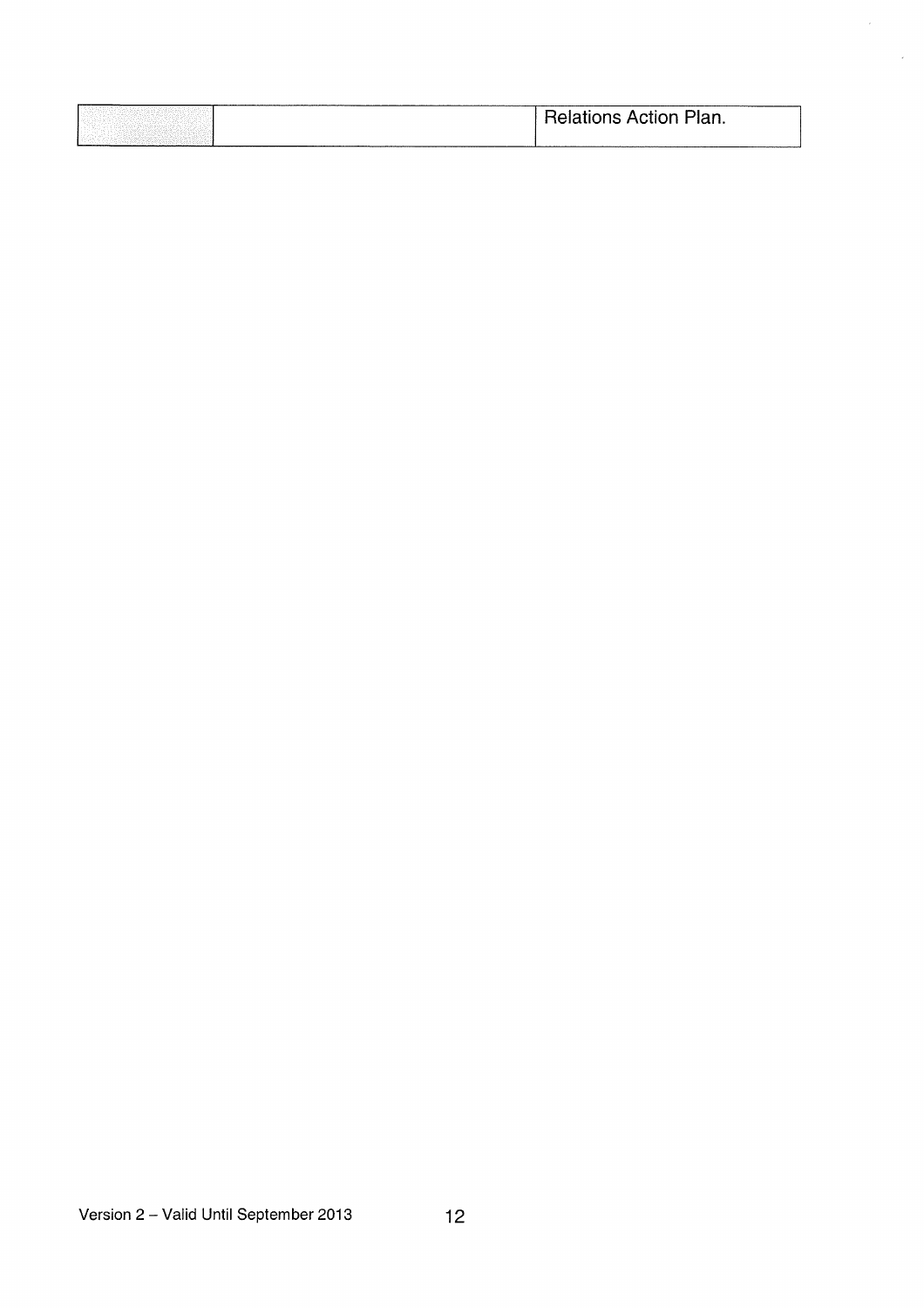|  |  | Relations Action Plan. |
| --- | --- | --- |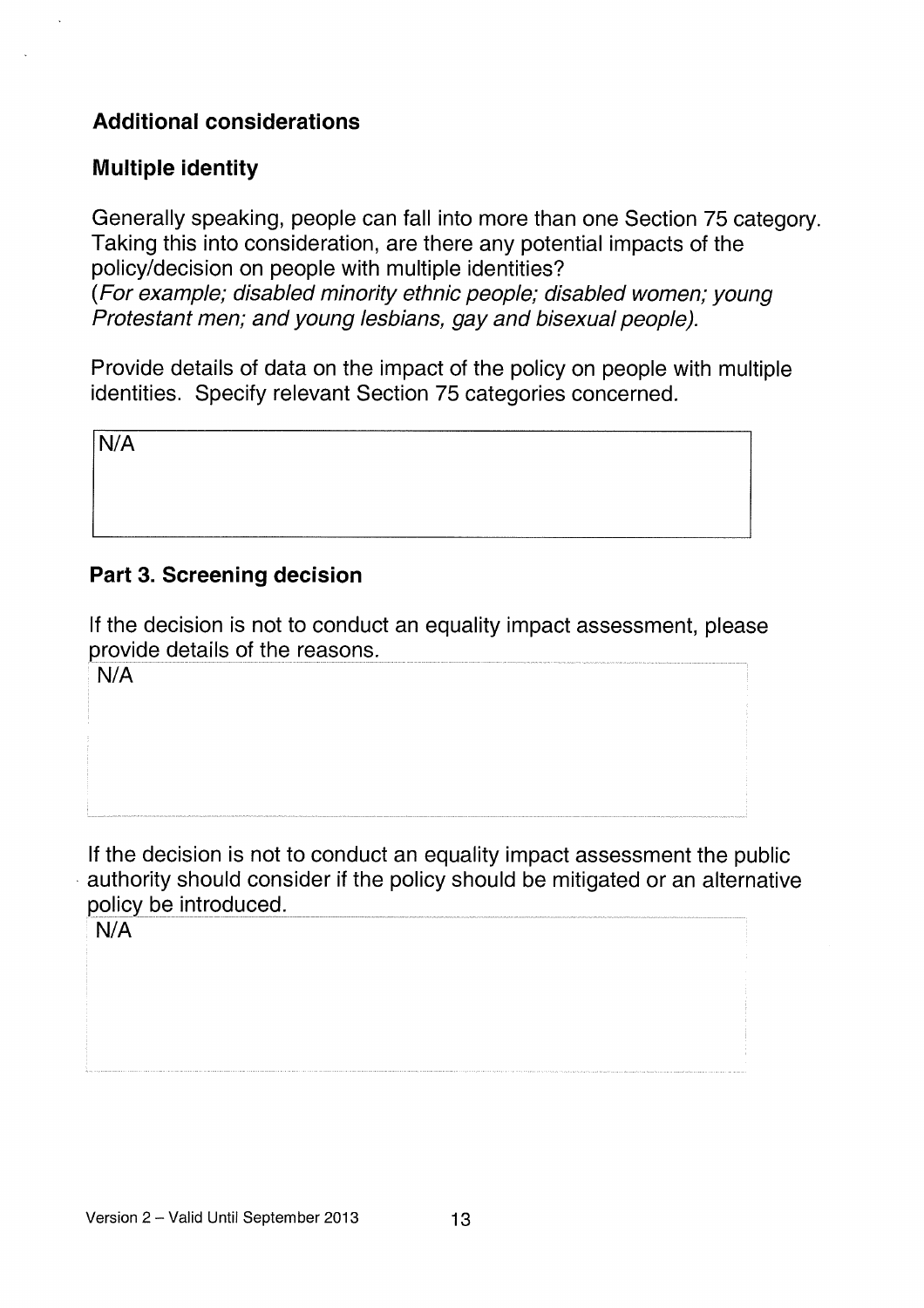## Additional considerations

### Multiple identity

Generally speaking, people can fall into more than one Section 75 category. Taking this into consideration, are there any potential impacts of the policy/decision on people with multiple identities?
(*For example; disabled minority ethnic people; disabled women; young Protestant men; and young lesbians, gay and bisexual people).*

Provide details of data on the impact of the policy on people with multiple identities. Specify relevant Section 75 categories concerned.

| N/A |
|---|

## Part 3. Screening decision

If the decision is not to conduct an equality impact assessment, please provide details of the reasons.

| N/A |
|---|

If the decision is not to conduct an equality impact assessment the public authority should consider if the policy should be mitigated or an alternative policy be introduced.

| N/A |
|---|

Version 2 – Valid Until September 2013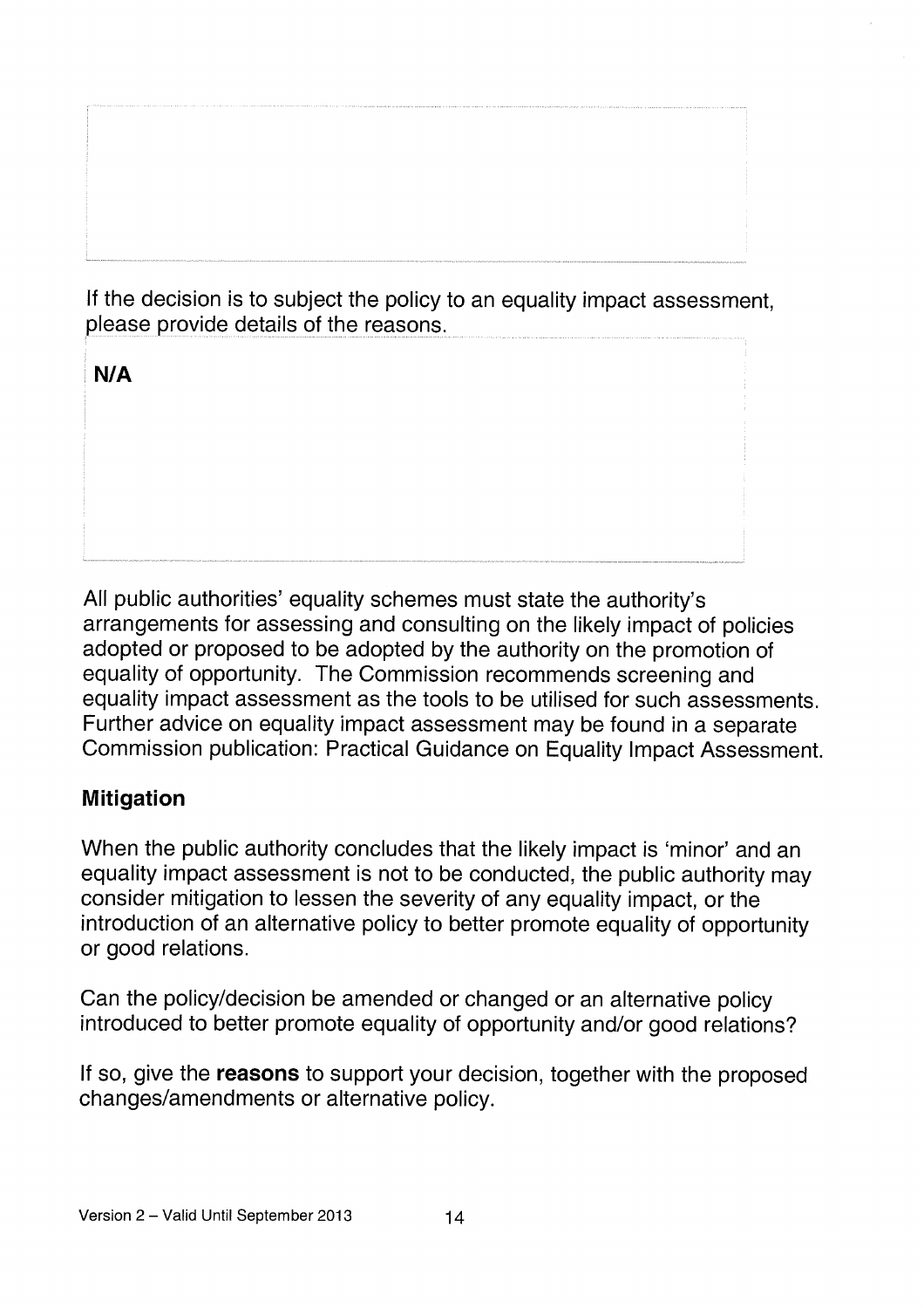If the decision is to subject the policy to an equality impact assessment, please provide details of the reasons.

| **N/A** |
| --- |

All public authorities' equality schemes must state the authority's arrangements for assessing and consulting on the likely impact of policies adopted or proposed to be adopted by the authority on the promotion of equality of opportunity. The Commission recommends screening and equality impact assessment as the tools to be utilised for such assessments. Further advice on equality impact assessment may be found in a separate Commission publication: Practical Guidance on Equality Impact Assessment.

### Mitigation

When the public authority concludes that the likely impact is 'minor' and an equality impact assessment is not to be conducted, the public authority may consider mitigation to lessen the severity of any equality impact, or the introduction of an alternative policy to better promote equality of opportunity or good relations.

Can the policy/decision be amended or changed or an alternative policy introduced to better promote equality of opportunity and/or good relations?

If so, give the **reasons** to support your decision, together with the proposed changes/amendments or alternative policy.

Version 2 – Valid Until September 2013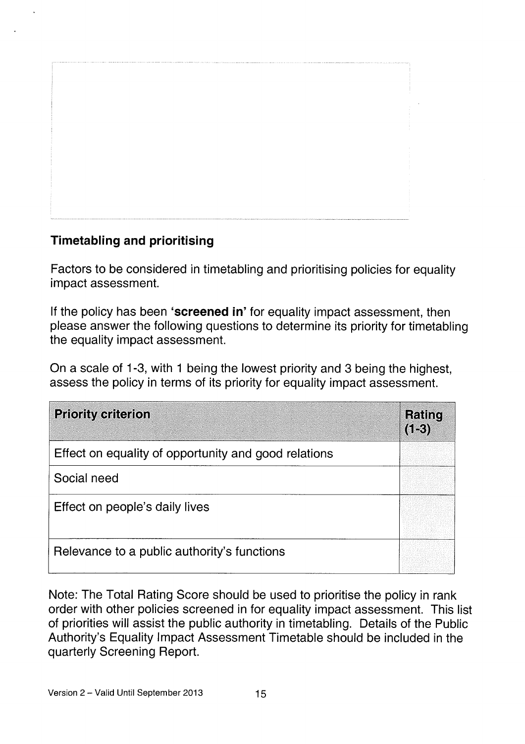## Timetabling and prioritising

Factors to be considered in timetabling and prioritising policies for equality impact assessment.

If the policy has been **'screened in'** for equality impact assessment, then please answer the following questions to determine its priority for timetabling the equality impact assessment.

On a scale of 1-3, with 1 being the lowest priority and 3 being the highest, assess the policy in terms of its priority for equality impact assessment.

| Priority criterion | Rating (1-3) |
|---|---|
| Effect on equality of opportunity and good relations | |
| Social need | |
| Effect on people's daily lives | |
| Relevance to a public authority's functions | |

Note: The Total Rating Score should be used to prioritise the policy in rank order with other policies screened in for equality impact assessment. This list of priorities will assist the public authority in timetabling. Details of the Public Authority's Equality Impact Assessment Timetable should be included in the quarterly Screening Report.

Version 2 – Valid Until September 2013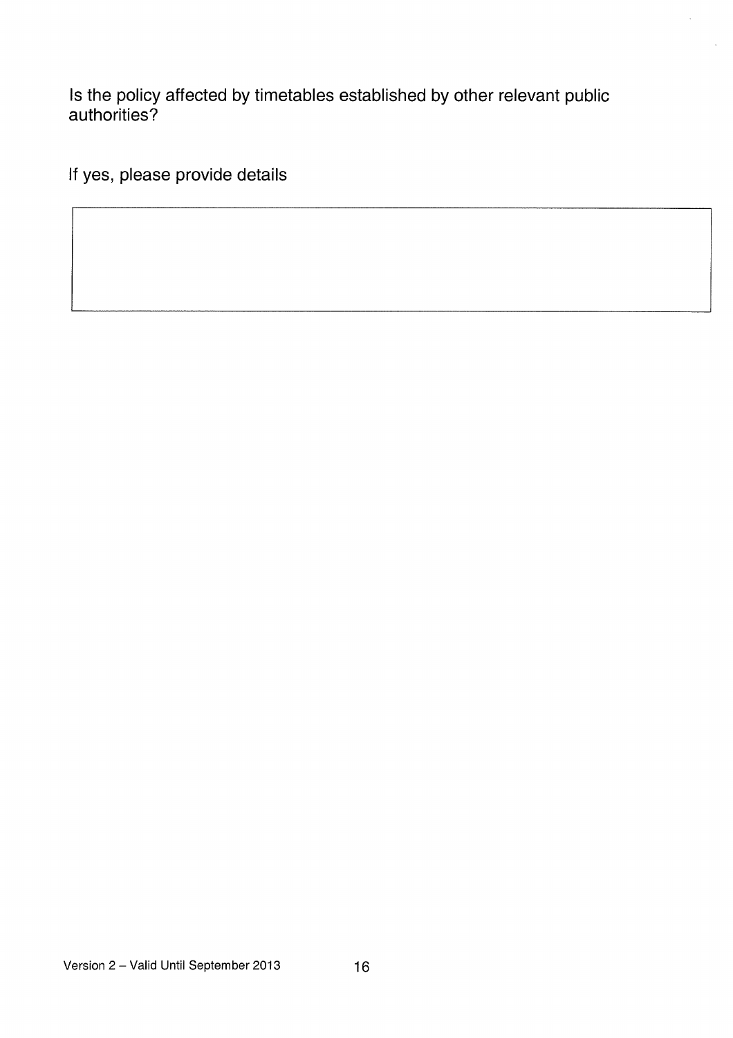Is the policy affected by timetables established by other relevant public authorities?

If yes, please provide details

| |
|---|
| |

Version 2 – Valid Until September 2013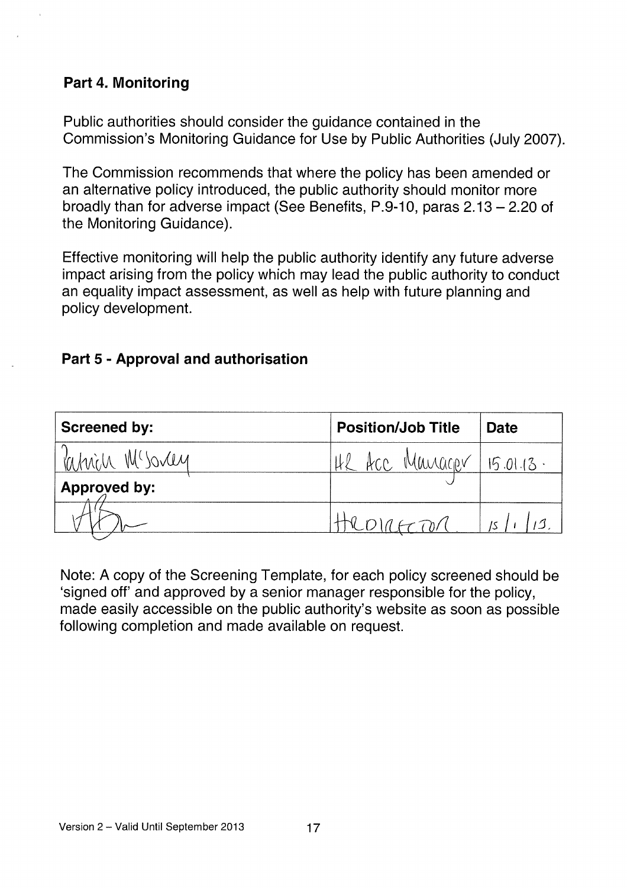## Part 4. Monitoring

Public authorities should consider the guidance contained in the Commission's Monitoring Guidance for Use by Public Authorities (July 2007).

The Commission recommends that where the policy has been amended or an alternative policy introduced, the public authority should monitor more broadly than for adverse impact (See Benefits, P.9-10, paras 2.13 – 2.20 of the Monitoring Guidance).

Effective monitoring will help the public authority identify any future adverse impact arising from the policy which may lead the public authority to conduct an equality impact assessment, as well as help with future planning and policy development.

## Part 5 - Approval and authorisation

| **Screened by:** | **Position/Job Title** | **Date** |
|---|---|---|
| Patrick McSorley | HR Acc Manager | 15.01.13. |
| **Approved by:** | | |
| [signature] | HR Director. | 15/1/13. |

Note: A copy of the Screening Template, for each policy screened should be 'signed off' and approved by a senior manager responsible for the policy, made easily accessible on the public authority's website as soon as possible following completion and made available on request.

Version 2 – Valid Until September 2013